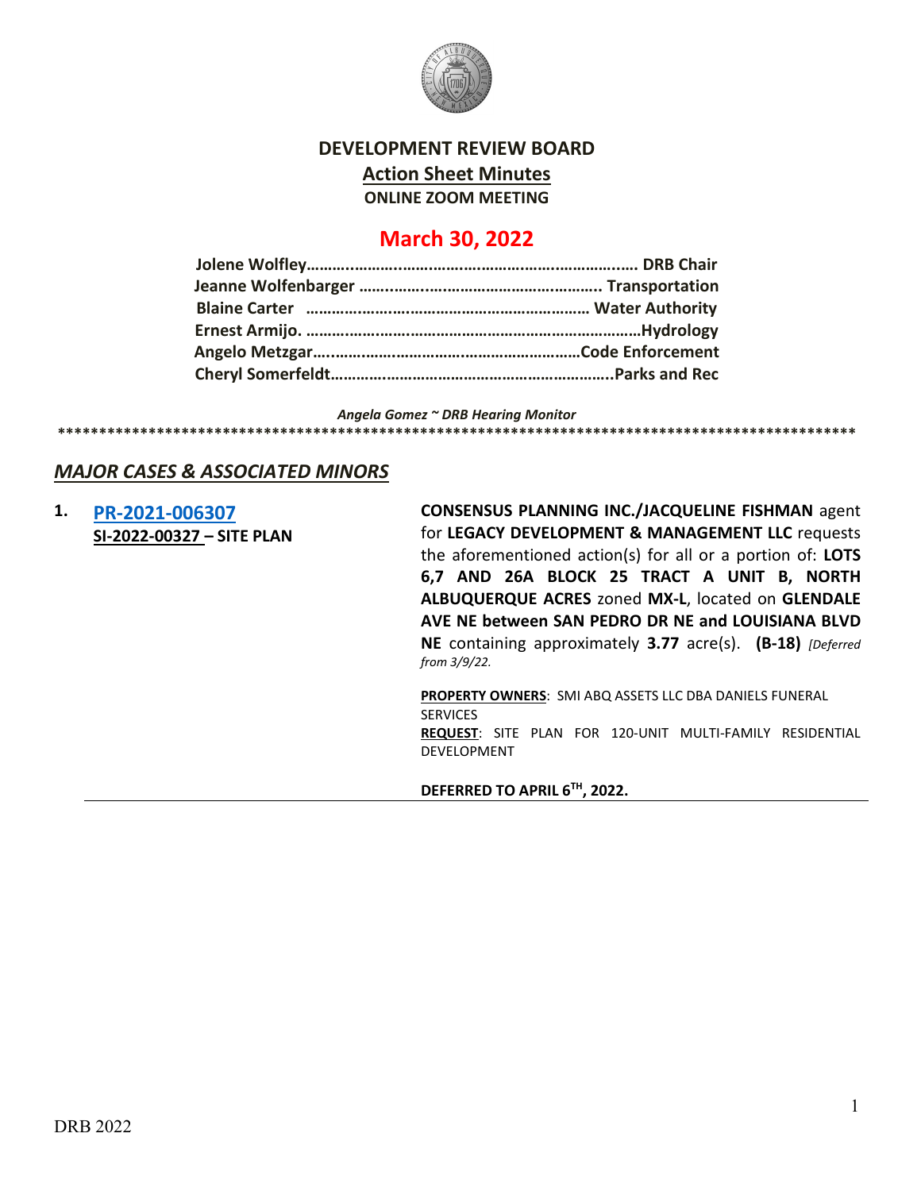# DEVELOPMENT REVIEW BOARD

## Action Sheet Minutes

**ONLINE ZOOM MEETING**

## March 30, 2022

**Jolene Wolfley……………………………………………………………. DRB Chair**
**Jeanne Wolfenbarger ………………………………………………….. Transportation**
**Blaine Carter ………………………………………………………… Water Authority**
**Ernest Armijo. ……………………………………………………………Hydrology**
**Angelo Metzgar……………………………………………………Code Enforcement**
**Cheryl Somerfeldt……………………………………………………..Parks and Rec**

***Angela Gomez ~ DRB Hearing Monitor***

****************************************************************************************************

## *MAJOR CASES & ASSOCIATED MINORS*

**1. PR-2021-006307**
**SI-2022-00327 – SITE PLAN**

**CONSENSUS PLANNING INC./JACQUELINE FISHMAN** agent for **LEGACY DEVELOPMENT & MANAGEMENT LLC** requests the aforementioned action(s) for all or a portion of: **LOTS 6,7 AND 26A BLOCK 25 TRACT A UNIT B, NORTH ALBUQUERQUE ACRES** zoned **MX-L**, located on **GLENDALE AVE NE between SAN PEDRO DR NE and LOUISIANA BLVD NE** containing approximately **3.77** acre(s). **(B-18)** *[Deferred from 3/9/22.*

**PROPERTY OWNERS**: SMI ABQ ASSETS LLC DBA DANIELS FUNERAL SERVICES
**REQUEST**: SITE PLAN FOR 120-UNIT MULTI-FAMILY RESIDENTIAL DEVELOPMENT

**DEFERRED TO APRIL 6TH, 2022.**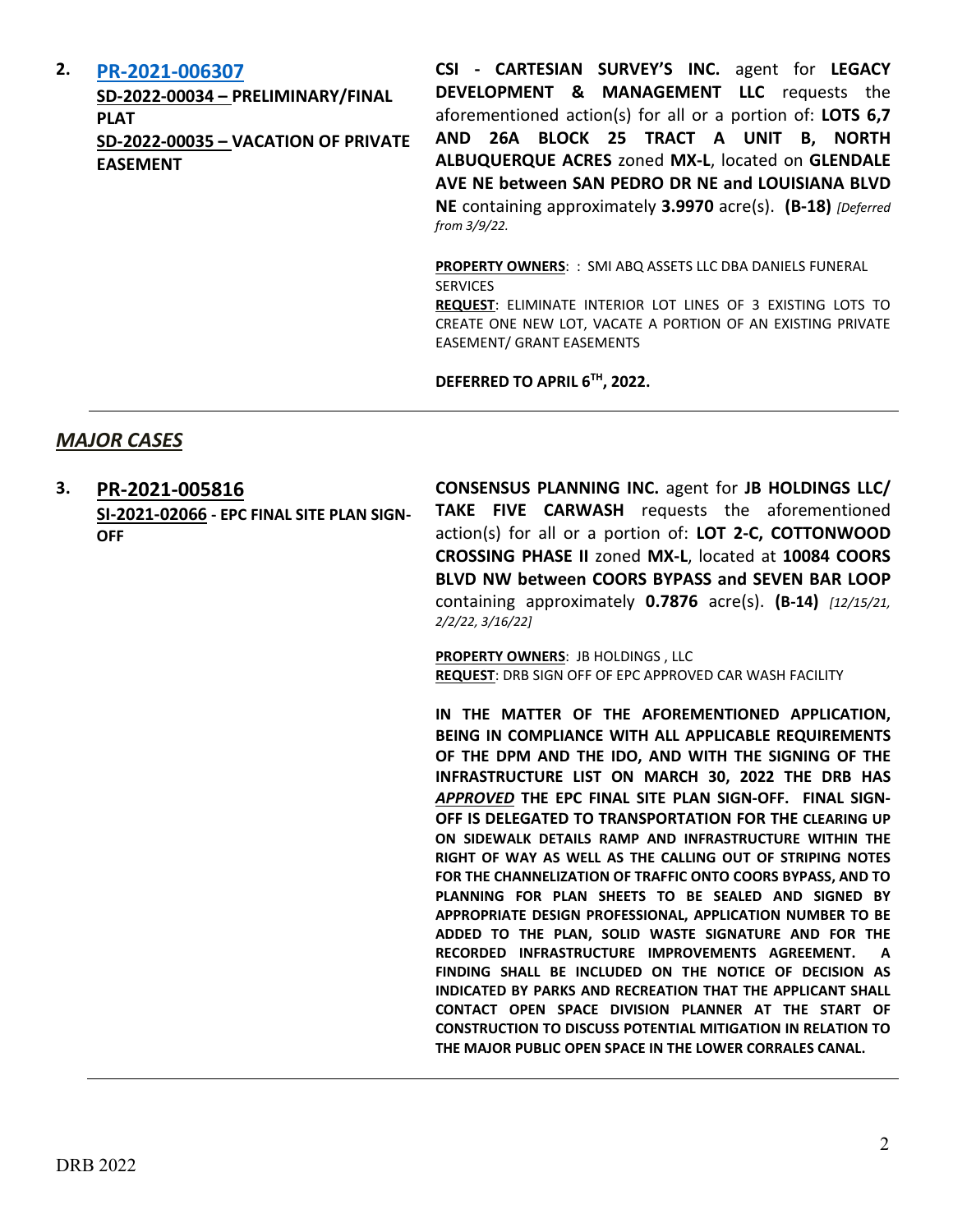**2. [PR-2021-006307]**
**SD-2022-00034 – PRELIMINARY/FINAL PLAT**
**SD-2022-00035 – VACATION OF PRIVATE EASEMENT**

**CSI - CARTESIAN SURVEY'S INC.** agent for **LEGACY DEVELOPMENT & MANAGEMENT LLC** requests the aforementioned action(s) for all or a portion of: **LOTS 6,7 AND 26A BLOCK 25 TRACT A UNIT B, NORTH ALBUQUERQUE ACRES** zoned **MX-L**, located on **GLENDALE AVE NE between SAN PEDRO DR NE and LOUISIANA BLVD NE** containing approximately **3.9970** acre(s). **(B-18)** *[Deferred from 3/9/22.*

**PROPERTY OWNERS**: : SMI ABQ ASSETS LLC DBA DANIELS FUNERAL SERVICES
**REQUEST**: ELIMINATE INTERIOR LOT LINES OF 3 EXISTING LOTS TO CREATE ONE NEW LOT, VACATE A PORTION OF AN EXISTING PRIVATE EASEMENT/ GRANT EASEMENTS

**DEFERRED TO APRIL 6TH, 2022.**

---

## *MAJOR CASES*

**3. PR-2021-005816**
**SI-2021-02066 - EPC FINAL SITE PLAN SIGN-OFF**

**CONSENSUS PLANNING INC.** agent for **JB HOLDINGS LLC/ TAKE FIVE CARWASH** requests the aforementioned action(s) for all or a portion of: **LOT 2-C, COTTONWOOD CROSSING PHASE II** zoned **MX-L**, located at **10084 COORS BLVD NW between COORS BYPASS and SEVEN BAR LOOP** containing approximately **0.7876** acre(s). **(B-14)** *[12/15/21, 2/2/22, 3/16/22]*

**PROPERTY OWNERS**: JB HOLDINGS , LLC
**REQUEST**: DRB SIGN OFF OF EPC APPROVED CAR WASH FACILITY

**IN THE MATTER OF THE AFOREMENTIONED APPLICATION, BEING IN COMPLIANCE WITH ALL APPLICABLE REQUIREMENTS OF THE DPM AND THE IDO, AND WITH THE SIGNING OF THE INFRASTRUCTURE LIST ON MARCH 30, 2022 THE DRB HAS *APPROVED* THE EPC FINAL SITE PLAN SIGN-OFF. FINAL SIGN-OFF IS DELEGATED TO TRANSPORTATION FOR THE CLEARING UP ON SIDEWALK DETAILS RAMP AND INFRASTRUCTURE WITHIN THE RIGHT OF WAY AS WELL AS THE CALLING OUT OF STRIPING NOTES FOR THE CHANNELIZATION OF TRAFFIC ONTO COORS BYPASS, AND TO PLANNING FOR PLAN SHEETS TO BE SEALED AND SIGNED BY APPROPRIATE DESIGN PROFESSIONAL, APPLICATION NUMBER TO BE ADDED TO THE PLAN, SOLID WASTE SIGNATURE AND FOR THE RECORDED INFRASTRUCTURE IMPROVEMENTS AGREEMENT. A FINDING SHALL BE INCLUDED ON THE NOTICE OF DECISION AS INDICATED BY PARKS AND RECREATION THAT THE APPLICANT SHALL CONTACT OPEN SPACE DIVISION PLANNER AT THE START OF CONSTRUCTION TO DISCUSS POTENTIAL MITIGATION IN RELATION TO THE MAJOR PUBLIC OPEN SPACE IN THE LOWER CORRALES CANAL.**

---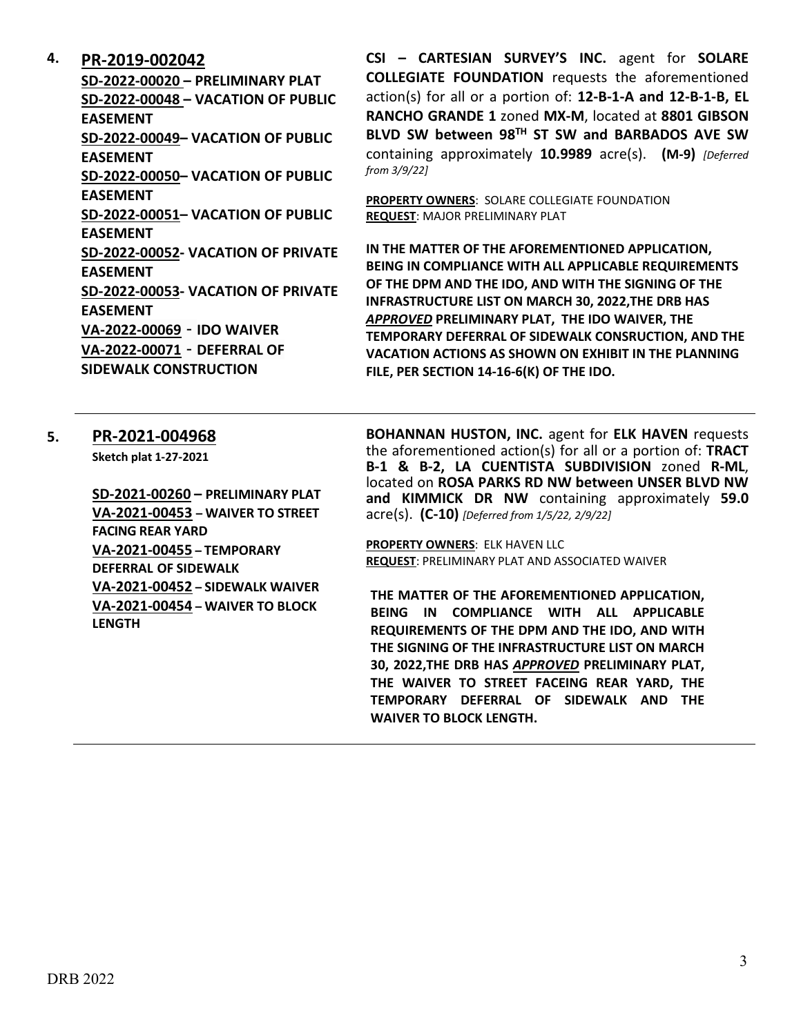**4. PR-2019-002042**

**SD-2022-00020 – PRELIMINARY PLAT**
**SD-2022-00048 – VACATION OF PUBLIC EASEMENT**
**SD-2022-00049– VACATION OF PUBLIC EASEMENT**
**SD-2022-00050– VACATION OF PUBLIC EASEMENT**
**SD-2022-00051– VACATION OF PUBLIC EASEMENT**
**SD-2022-00052- VACATION OF PRIVATE EASEMENT**
**SD-2022-00053- VACATION OF PRIVATE EASEMENT**
**VA-2022-00069 - IDO WAIVER**
**VA-2022-00071 - DEFERRAL OF SIDEWALK CONSTRUCTION**

**CSI – CARTESIAN SURVEY'S INC.** agent for **SOLARE COLLEGIATE FOUNDATION** requests the aforementioned action(s) for all or a portion of: **12-B-1-A and 12-B-1-B, EL RANCHO GRANDE 1** zoned **MX-M**, located at **8801 GIBSON BLVD SW between 98TH ST SW and BARBADOS AVE SW** containing approximately **10.9989** acre(s). **(M-9)** *[Deferred from 3/9/22]*

**PROPERTY OWNERS**: SOLARE COLLEGIATE FOUNDATION
**REQUEST**: MAJOR PRELIMINARY PLAT

**IN THE MATTER OF THE AFOREMENTIONED APPLICATION, BEING IN COMPLIANCE WITH ALL APPLICABLE REQUIREMENTS OF THE DPM AND THE IDO, AND WITH THE SIGNING OF THE INFRASTRUCTURE LIST ON MARCH 30, 2022,THE DRB HAS *APPROVED* PRELIMINARY PLAT, THE IDO WAIVER, THE TEMPORARY DEFERRAL OF SIDEWALK CONSRUCTION, AND THE VACATION ACTIONS AS SHOWN ON EXHIBIT IN THE PLANNING FILE, PER SECTION 14-16-6(K) OF THE IDO.**

---

**5. PR-2021-004968**

**Sketch plat 1-27-2021**

**SD-2021-00260 – PRELIMINARY PLAT**
**VA-2021-00453 – WAIVER TO STREET FACING REAR YARD**
**VA-2021-00455 – TEMPORARY DEFERRAL OF SIDEWALK**
**VA-2021-00452 – SIDEWALK WAIVER**
**VA-2021-00454 – WAIVER TO BLOCK LENGTH**

**BOHANNAN HUSTON, INC.** agent for **ELK HAVEN** requests the aforementioned action(s) for all or a portion of: **TRACT B-1 & B-2, LA CUENTISTA SUBDIVISION** zoned **R-ML**, located on **ROSA PARKS RD NW between UNSER BLVD NW and KIMMICK DR NW** containing approximately **59.0** acre(s). **(C-10)** *[Deferred from 1/5/22, 2/9/22]*

**PROPERTY OWNERS**: ELK HAVEN LLC
**REQUEST**: PRELIMINARY PLAT AND ASSOCIATED WAIVER

**THE MATTER OF THE AFOREMENTIONED APPLICATION, BEING IN COMPLIANCE WITH ALL APPLICABLE REQUIREMENTS OF THE DPM AND THE IDO, AND WITH THE SIGNING OF THE INFRASTRUCTURE LIST ON MARCH 30, 2022,THE DRB HAS *APPROVED* PRELIMINARY PLAT, THE WAIVER TO STREET FACEING REAR YARD, THE TEMPORARY DEFERRAL OF SIDEWALK AND THE WAIVER TO BLOCK LENGTH.**

---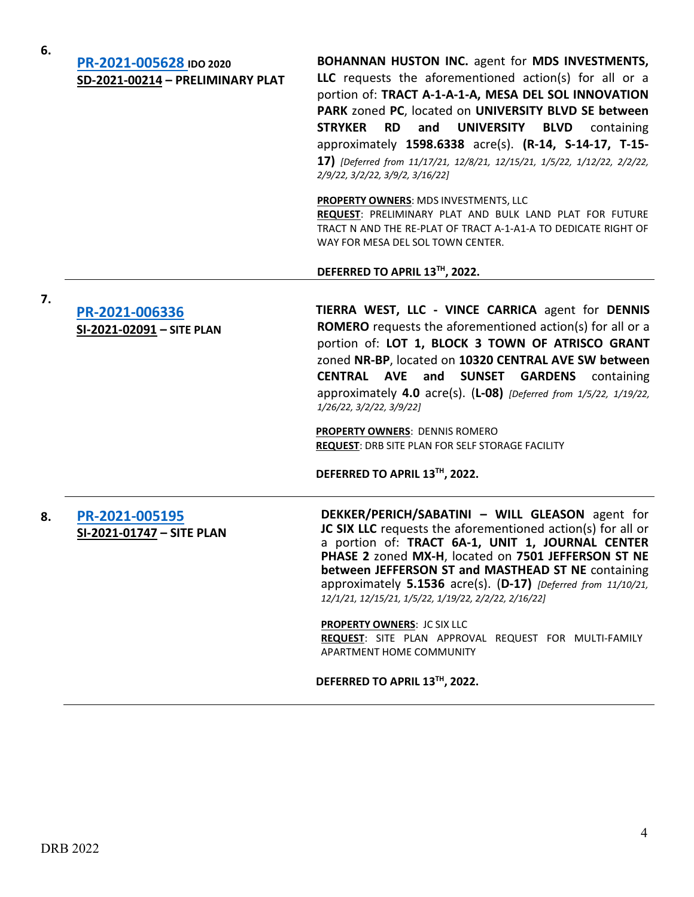6. **PR-2021-005628** **IDO 2020**
**SD-2021-00214 – PRELIMINARY PLAT**

**BOHANNAN HUSTON INC.** agent for **MDS INVESTMENTS, LLC** requests the aforementioned action(s) for all or a portion of: **TRACT A-1-A-1-A, MESA DEL SOL INNOVATION PARK** zoned **PC**, located on **UNIVERSITY BLVD SE between STRYKER RD and UNIVERSITY BLVD** containing approximately **1598.6338** acre(s). **(R-14, S-14-17, T-15-17)** *[Deferred from 11/17/21, 12/8/21, 12/15/21, 1/5/22, 1/12/22, 2/2/22, 2/9/22, 3/2/22, 3/9/2, 3/16/22]*

**PROPERTY OWNERS**: MDS INVESTMENTS, LLC
**REQUEST**: PRELIMINARY PLAT AND BULK LAND PLAT FOR FUTURE TRACT N AND THE RE-PLAT OF TRACT A-1-A1-A TO DEDICATE RIGHT OF WAY FOR MESA DEL SOL TOWN CENTER.

**DEFERRED TO APRIL 13TH, 2022.**

---

7. **PR-2021-006336**
**SI-2021-02091 – SITE PLAN**

**TIERRA WEST, LLC - VINCE CARRICA** agent for **DENNIS ROMERO** requests the aforementioned action(s) for all or a portion of: **LOT 1, BLOCK 3 TOWN OF ATRISCO GRANT** zoned **NR-BP**, located on **10320 CENTRAL AVE SW between CENTRAL AVE and SUNSET GARDENS** containing approximately **4.0** acre(s). (**L-08**) *[Deferred from 1/5/22, 1/19/22, 1/26/22, 3/2/22, 3/9/22]*

**PROPERTY OWNERS**: DENNIS ROMERO
**REQUEST**: DRB SITE PLAN FOR SELF STORAGE FACILITY

**DEFERRED TO APRIL 13TH, 2022.**

---

8. **PR-2021-005195**
**SI-2021-01747 – SITE PLAN**

**DEKKER/PERICH/SABATINI – WILL GLEASON** agent for **JC SIX LLC** requests the aforementioned action(s) for all or a portion of: **TRACT 6A-1, UNIT 1, JOURNAL CENTER PHASE 2** zoned **MX-H**, located on **7501 JEFFERSON ST NE between JEFFERSON ST and MASTHEAD ST NE** containing approximately **5.1536** acre(s). (**D-17**) *[Deferred from 11/10/21, 12/1/21, 12/15/21, 1/5/22, 1/19/22, 2/2/22, 2/16/22]*

**PROPERTY OWNERS**: JC SIX LLC
**REQUEST**: SITE PLAN APPROVAL REQUEST FOR MULTI-FAMILY APARTMENT HOME COMMUNITY

**DEFERRED TO APRIL 13TH, 2022.**

---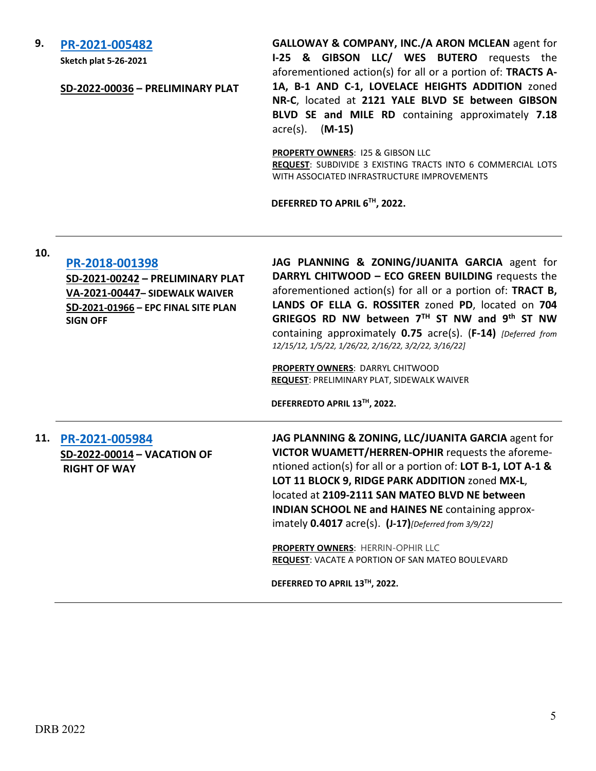**9. PR-2021-005482**

**Sketch plat 5-26-2021**

**SD-2022-00036 – PRELIMINARY PLAT**

**GALLOWAY & COMPANY, INC./A ARON MCLEAN** agent for **I-25 & GIBSON LLC/ WES BUTERO** requests the aforementioned action(s) for all or a portion of: **TRACTS A-1A, B-1 AND C-1, LOVELACE HEIGHTS ADDITION** zoned **NR-C**, located at **2121 YALE BLVD SE between GIBSON BLVD SE and MILE RD** containing approximately **7.18** acre(s). (**M-15)**

**PROPERTY OWNERS**: I25 & GIBSON LLC

**REQUEST**: SUBDIVIDE 3 EXISTING TRACTS INTO 6 COMMERCIAL LOTS WITH ASSOCIATED INFRASTRUCTURE IMPROVEMENTS

**DEFERRED TO APRIL 6TH, 2022.**

---

**10. PR-2018-001398**

**SD-2021-00242 – PRELIMINARY PLAT**
**VA-2021-00447– SIDEWALK WAIVER**
**SD-2021-01966 – EPC FINAL SITE PLAN SIGN OFF**

**JAG PLANNING & ZONING/JUANITA GARCIA** agent for **DARRYL CHITWOOD – ECO GREEN BUILDING** requests the aforementioned action(s) for all or a portion of: **TRACT B, LANDS OF ELLA G. ROSSITER** zoned **PD**, located on **704 GRIEGOS RD NW between 7TH ST NW and 9th ST NW** containing approximately **0.75** acre(s). (**F-14)** *[Deferred from 12/15/12, 1/5/22, 1/26/22, 2/16/22, 3/2/22, 3/16/22]*

**PROPERTY OWNERS**: DARRYL CHITWOOD

**REQUEST**: PRELIMINARY PLAT, SIDEWALK WAIVER

**DEFERREDTO APRIL 13TH, 2022.**

---

**11. PR-2021-005984**

**SD-2022-00014 – VACATION OF RIGHT OF WAY**

**JAG PLANNING & ZONING, LLC/JUANITA GARCIA** agent for **VICTOR WUAMETT/HERREN-OPHIR** requests the aforementioned action(s) for all or a portion of: **LOT B-1, LOT A-1 & LOT 11 BLOCK 9, RIDGE PARK ADDITION** zoned **MX-L**, located at **2109-2111 SAN MATEO BLVD NE between INDIAN SCHOOL NE and HAINES NE** containing approximately **0.4017** acre(s). **(J-17)***[Deferred from 3/9/22]*

**PROPERTY OWNERS**: HERRIN-OPHIR LLC

**REQUEST**: VACATE A PORTION OF SAN MATEO BOULEVARD

**DEFERRED TO APRIL 13TH, 2022.**

---

DRB 2022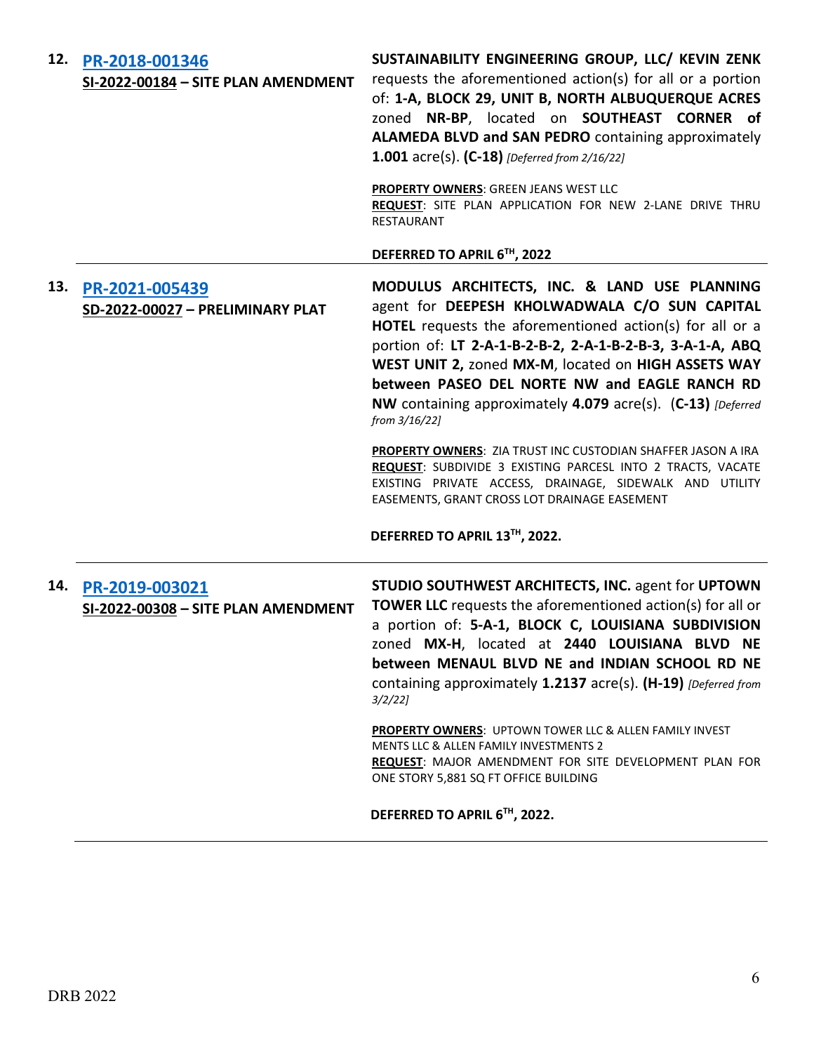**12. PR-2018-001346**
**SI-2022-00184 – SITE PLAN AMENDMENT**

**SUSTAINABILITY ENGINEERING GROUP, LLC/ KEVIN ZENK** requests the aforementioned action(s) for all or a portion of: **1-A, BLOCK 29, UNIT B, NORTH ALBUQUERQUE ACRES** zoned **NR-BP**, located on **SOUTHEAST CORNER of ALAMEDA BLVD and SAN PEDRO** containing approximately **1.001** acre(s). **(C-18)** *[Deferred from 2/16/22]*

**PROPERTY OWNERS**: GREEN JEANS WEST LLC
**REQUEST**: SITE PLAN APPLICATION FOR NEW 2-LANE DRIVE THRU RESTAURANT

**DEFERRED TO APRIL 6TH, 2022**

---

**13. PR-2021-005439**
**SD-2022-00027 – PRELIMINARY PLAT**

**MODULUS ARCHITECTS, INC. & LAND USE PLANNING** agent for **DEEPESH KHOLWADWALA C/O SUN CAPITAL HOTEL** requests the aforementioned action(s) for all or a portion of: **LT 2-A-1-B-2-B-2, 2-A-1-B-2-B-3, 3-A-1-A, ABQ WEST UNIT 2,** zoned **MX-M**, located on **HIGH ASSETS WAY between PASEO DEL NORTE NW and EAGLE RANCH RD NW** containing approximately **4.079** acre(s). (**C-13)** *[Deferred from 3/16/22]*

**PROPERTY OWNERS**: ZIA TRUST INC CUSTODIAN SHAFFER JASON A IRA
**REQUEST**: SUBDIVIDE 3 EXISTING PARCESL INTO 2 TRACTS, VACATE EXISTING PRIVATE ACCESS, DRAINAGE, SIDEWALK AND UTILITY EASEMENTS, GRANT CROSS LOT DRAINAGE EASEMENT

**DEFERRED TO APRIL 13TH, 2022.**

---

**14. PR-2019-003021**
**SI-2022-00308 – SITE PLAN AMENDMENT**

**STUDIO SOUTHWEST ARCHITECTS, INC.** agent for **UPTOWN TOWER LLC** requests the aforementioned action(s) for all or a portion of: **5-A-1, BLOCK C, LOUISIANA SUBDIVISION** zoned **MX-H**, located at **2440 LOUISIANA BLVD NE between MENAUL BLVD NE and INDIAN SCHOOL RD NE** containing approximately **1.2137** acre(s). **(H-19)** *[Deferred from 3/2/22]*

**PROPERTY OWNERS**: UPTOWN TOWER LLC & ALLEN FAMILY INVEST MENTS LLC & ALLEN FAMILY INVESTMENTS 2
**REQUEST**: MAJOR AMENDMENT FOR SITE DEVELOPMENT PLAN FOR ONE STORY 5,881 SQ FT OFFICE BUILDING

**DEFERRED TO APRIL 6TH, 2022.**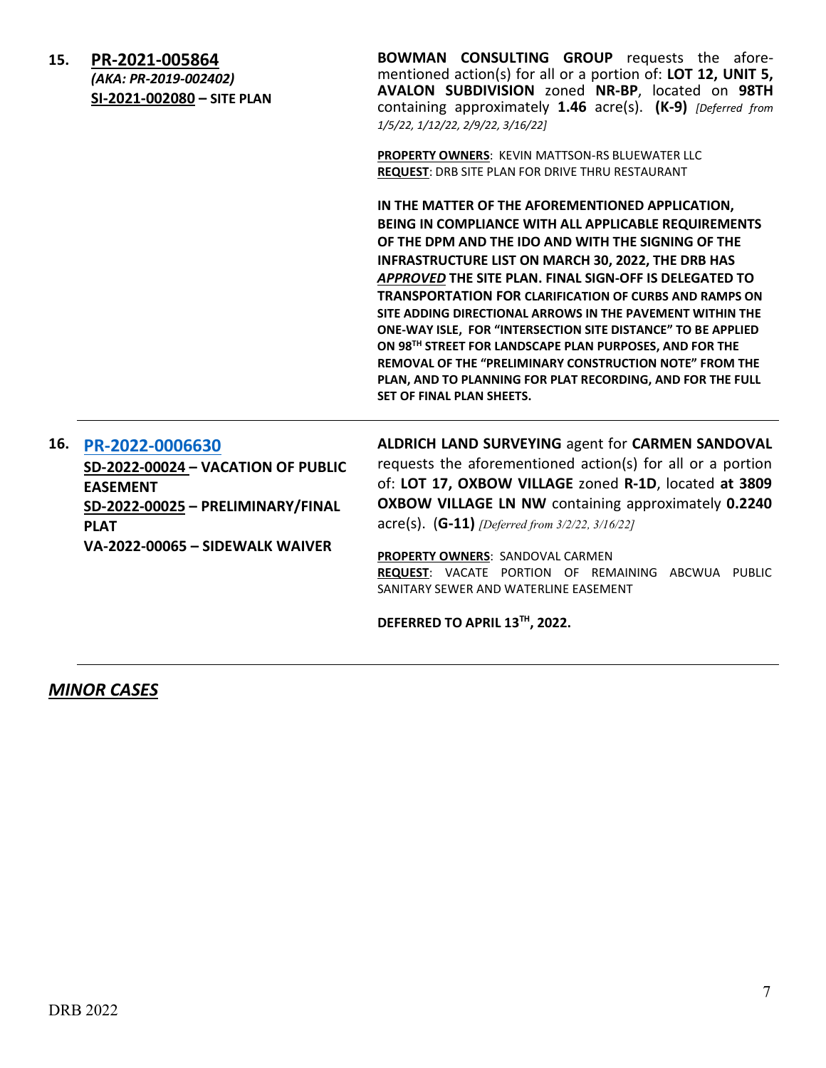**15. PR-2021-005864**
***(AKA: PR-2019-002402)***
**SI-2021-002080 – SITE PLAN**

**BOWMAN CONSULTING GROUP** requests the aforementioned action(s) for all or a portion of: **LOT 12, UNIT 5, AVALON SUBDIVISION** zoned **NR-BP**, located on **98TH** containing approximately **1.46** acre(s). **(K-9)** *[Deferred from 1/5/22, 1/12/22, 2/9/22, 3/16/22]*

**PROPERTY OWNERS**: KEVIN MATTSON-RS BLUEWATER LLC
**REQUEST**: DRB SITE PLAN FOR DRIVE THRU RESTAURANT

**IN THE MATTER OF THE AFOREMENTIONED APPLICATION, BEING IN COMPLIANCE WITH ALL APPLICABLE REQUIREMENTS OF THE DPM AND THE IDO AND WITH THE SIGNING OF THE INFRASTRUCTURE LIST ON MARCH 30, 2022, THE DRB HAS *APPROVED* THE SITE PLAN. FINAL SIGN-OFF IS DELEGATED TO TRANSPORTATION FOR CLARIFICATION OF CURBS AND RAMPS ON SITE ADDING DIRECTIONAL ARROWS IN THE PAVEMENT WITHIN THE ONE-WAY ISLE, FOR "INTERSECTION SITE DISTANCE" TO BE APPLIED ON 98TH STREET FOR LANDSCAPE PLAN PURPOSES, AND FOR THE REMOVAL OF THE "PRELIMINARY CONSTRUCTION NOTE" FROM THE PLAN, AND TO PLANNING FOR PLAT RECORDING, AND FOR THE FULL SET OF FINAL PLAN SHEETS.**

---

**16. PR-2022-0006630**
**SD-2022-00024 – VACATION OF PUBLIC EASEMENT**
**SD-2022-00025 – PRELIMINARY/FINAL PLAT**
**VA-2022-00065 – SIDEWALK WAIVER**

**ALDRICH LAND SURVEYING** agent for **CARMEN SANDOVAL** requests the aforementioned action(s) for all or a portion of: **LOT 17, OXBOW VILLAGE** zoned **R-1D**, located **at 3809 OXBOW VILLAGE LN NW** containing approximately **0.2240** acre(s). (**G-11)** *[Deferred from 3/2/22, 3/16/22]*

**PROPERTY OWNERS**: SANDOVAL CARMEN
**REQUEST**: VACATE PORTION OF REMAINING ABCWUA PUBLIC SANITARY SEWER AND WATERLINE EASEMENT

**DEFERRED TO APRIL 13TH, 2022.**

---

## ***MINOR CASES***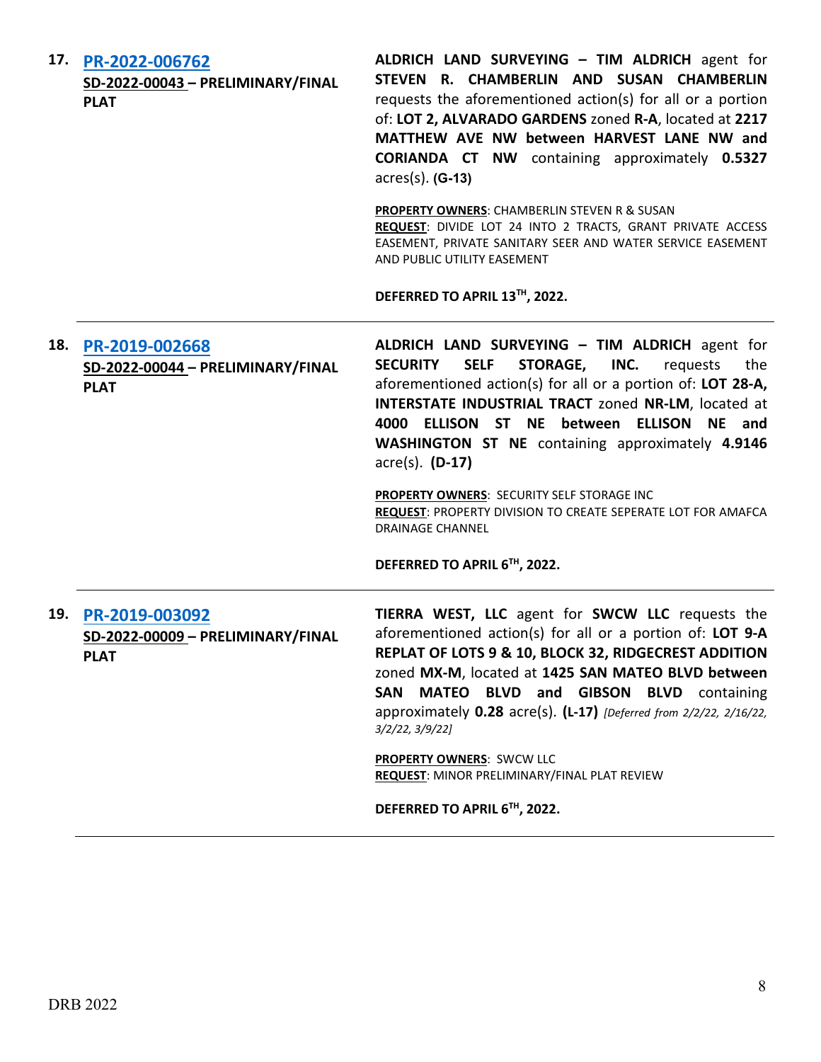**17. [PR-2022-006762](#)**
**SD-2022-00043 – PRELIMINARY/FINAL PLAT**

**ALDRICH LAND SURVEYING – TIM ALDRICH** agent for **STEVEN R. CHAMBERLIN AND SUSAN CHAMBERLIN** requests the aforementioned action(s) for all or a portion of: **LOT 2, ALVARADO GARDENS** zoned **R-A**, located at **2217 MATTHEW AVE NW between HARVEST LANE NW and CORIANDA CT NW** containing approximately **0.5327** acres(s). **(G-13)**

**PROPERTY OWNERS**: CHAMBERLIN STEVEN R & SUSAN
**REQUEST**: DIVIDE LOT 24 INTO 2 TRACTS, GRANT PRIVATE ACCESS EASEMENT, PRIVATE SANITARY SEER AND WATER SERVICE EASEMENT AND PUBLIC UTILITY EASEMENT

**DEFERRED TO APRIL 13TH, 2022.**

---

**18. [PR-2019-002668](#)**
**SD-2022-00044 – PRELIMINARY/FINAL PLAT**

**ALDRICH LAND SURVEYING – TIM ALDRICH** agent for **SECURITY SELF STORAGE, INC.** requests the aforementioned action(s) for all or a portion of: **LOT 28-A, INTERSTATE INDUSTRIAL TRACT** zoned **NR-LM**, located at **4000 ELLISON ST NE between ELLISON NE and WASHINGTON ST NE** containing approximately **4.9146** acre(s). **(D-17)**

**PROPERTY OWNERS**: SECURITY SELF STORAGE INC
**REQUEST**: PROPERTY DIVISION TO CREATE SEPERATE LOT FOR AMAFCA DRAINAGE CHANNEL

**DEFERRED TO APRIL 6TH, 2022.**

---

**19. [PR-2019-003092](#)**
**SD-2022-00009 – PRELIMINARY/FINAL PLAT**

**TIERRA WEST, LLC** agent for **SWCW LLC** requests the aforementioned action(s) for all or a portion of: **LOT 9-A REPLAT OF LOTS 9 & 10, BLOCK 32, RIDGECREST ADDITION** zoned **MX-M**, located at **1425 SAN MATEO BLVD between SAN MATEO BLVD and GIBSON BLVD** containing approximately **0.28** acre(s). **(L-17)** *[Deferred from 2/2/22, 2/16/22, 3/2/22, 3/9/22]*

**PROPERTY OWNERS**: SWCW LLC
**REQUEST**: MINOR PRELIMINARY/FINAL PLAT REVIEW

**DEFERRED TO APRIL 6TH, 2022.**

---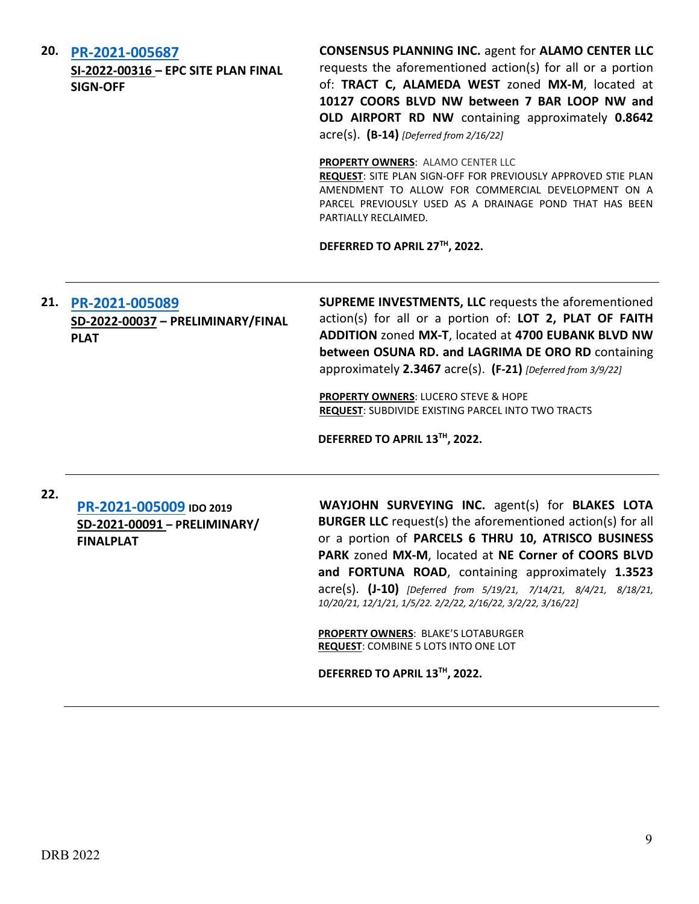**20. PR-2021-005687**

**SI-2022-00316 – EPC SITE PLAN FINAL SIGN-OFF**

**CONSENSUS PLANNING INC.** agent for **ALAMO CENTER LLC** requests the aforementioned action(s) for all or a portion of: **TRACT C, ALAMEDA WEST** zoned **MX-M**, located at **10127 COORS BLVD NW between 7 BAR LOOP NW and OLD AIRPORT RD NW** containing approximately **0.8642** acre(s). **(B-14)** *[Deferred from 2/16/22]*

**PROPERTY OWNERS**: ALAMO CENTER LLC
**REQUEST**: SITE PLAN SIGN-OFF FOR PREVIOUSLY APPROVED STIE PLAN AMENDMENT TO ALLOW FOR COMMERCIAL DEVELOPMENT ON A PARCEL PREVIOUSLY USED AS A DRAINAGE POND THAT HAS BEEN PARTIALLY RECLAIMED.

**DEFERRED TO APRIL 27TH, 2022.**

---

**21. PR-2021-005089**

**SD-2022-00037 – PRELIMINARY/FINAL PLAT**

**SUPREME INVESTMENTS, LLC** requests the aforementioned action(s) for all or a portion of: **LOT 2, PLAT OF FAITH ADDITION** zoned **MX-T**, located at **4700 EUBANK BLVD NW between OSUNA RD. and LAGRIMA DE ORO RD** containing approximately **2.3467** acre(s). **(F-21)** *[Deferred from 3/9/22]*

**PROPERTY OWNERS**: LUCERO STEVE & HOPE
**REQUEST**: SUBDIVIDE EXISTING PARCEL INTO TWO TRACTS

**DEFERRED TO APRIL 13TH, 2022.**

---

**22. PR-2021-005009 IDO 2019**

**SD-2021-00091 – PRELIMINARY/ FINALPLAT**

**WAYJOHN SURVEYING INC.** agent(s) for **BLAKES LOTA BURGER LLC** request(s) the aforementioned action(s) for all or a portion of **PARCELS 6 THRU 10, ATRISCO BUSINESS PARK** zoned **MX-M**, located at **NE Corner of COORS BLVD and FORTUNA ROAD**, containing approximately **1.3523** acre(s). **(J-10)** *[Deferred from 5/19/21, 7/14/21, 8/4/21, 8/18/21, 10/20/21, 12/1/21, 1/5/22. 2/2/22, 2/16/22, 3/2/22, 3/16/22]*

**PROPERTY OWNERS**: BLAKE'S LOTABURGER
**REQUEST**: COMBINE 5 LOTS INTO ONE LOT

**DEFERRED TO APRIL 13TH, 2022.**

---

DRB 2022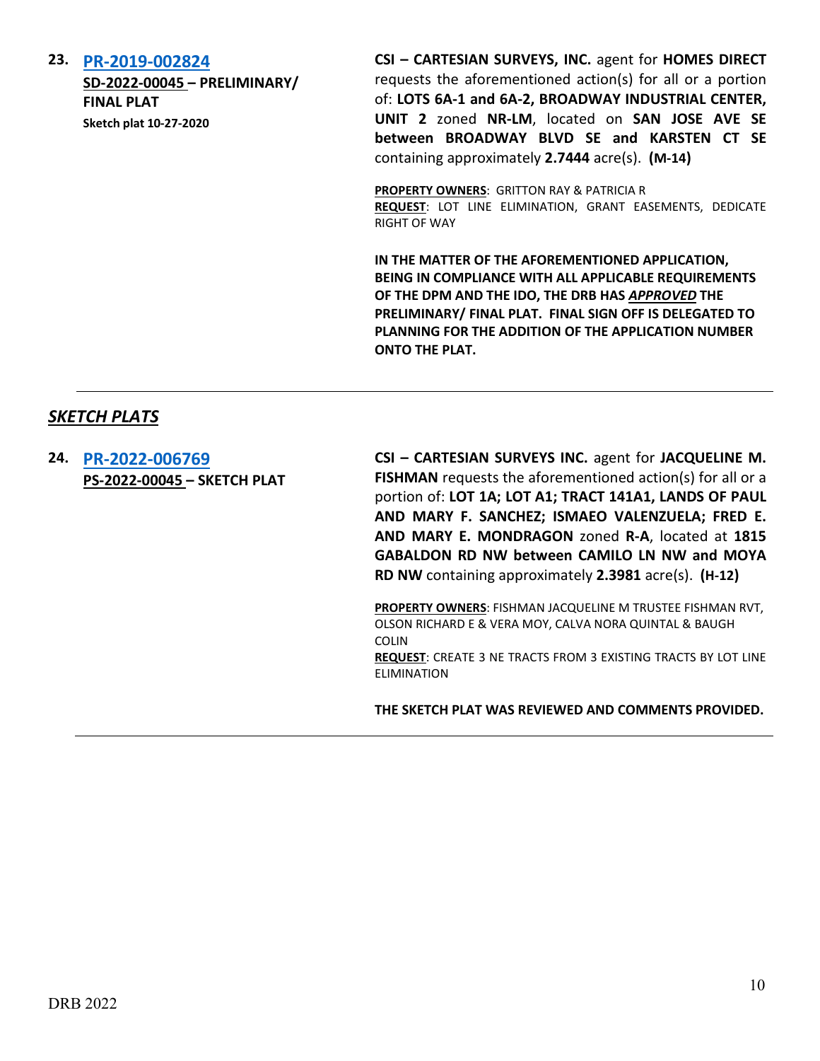**23. [PR-2019-002824](PR-2019-002824)**
**SD-2022-00045 – PRELIMINARY/ FINAL PLAT**
**Sketch plat 10-27-2020**

**CSI – CARTESIAN SURVEYS, INC.** agent for **HOMES DIRECT** requests the aforementioned action(s) for all or a portion of: **LOTS 6A-1 and 6A-2, BROADWAY INDUSTRIAL CENTER, UNIT 2** zoned **NR-LM**, located on **SAN JOSE AVE SE between BROADWAY BLVD SE and KARSTEN CT SE** containing approximately **2.7444** acre(s). **(M-14)**

**PROPERTY OWNERS**: GRITTON RAY & PATRICIA R
**REQUEST**: LOT LINE ELIMINATION, GRANT EASEMENTS, DEDICATE RIGHT OF WAY

**IN THE MATTER OF THE AFOREMENTIONED APPLICATION, BEING IN COMPLIANCE WITH ALL APPLICABLE REQUIREMENTS OF THE DPM AND THE IDO, THE DRB HAS *APPROVED* THE PRELIMINARY/ FINAL PLAT. FINAL SIGN OFF IS DELEGATED TO PLANNING FOR THE ADDITION OF THE APPLICATION NUMBER ONTO THE PLAT.**

---

## *SKETCH PLATS*

**24. [PR-2022-006769](PR-2022-006769)**
**PS-2022-00045 – SKETCH PLAT**

**CSI – CARTESIAN SURVEYS INC.** agent for **JACQUELINE M. FISHMAN** requests the aforementioned action(s) for all or a portion of: **LOT 1A; LOT A1; TRACT 141A1, LANDS OF PAUL AND MARY F. SANCHEZ; ISMAEO VALENZUELA; FRED E. AND MARY E. MONDRAGON** zoned **R-A**, located at **1815 GABALDON RD NW between CAMILO LN NW and MOYA RD NW** containing approximately **2.3981** acre(s). **(H-12)**

**PROPERTY OWNERS**: FISHMAN JACQUELINE M TRUSTEE FISHMAN RVT, OLSON RICHARD E & VERA MOY, CALVA NORA QUINTAL & BAUGH COLIN
**REQUEST**: CREATE 3 NE TRACTS FROM 3 EXISTING TRACTS BY LOT LINE ELIMINATION

**THE SKETCH PLAT WAS REVIEWED AND COMMENTS PROVIDED.**

---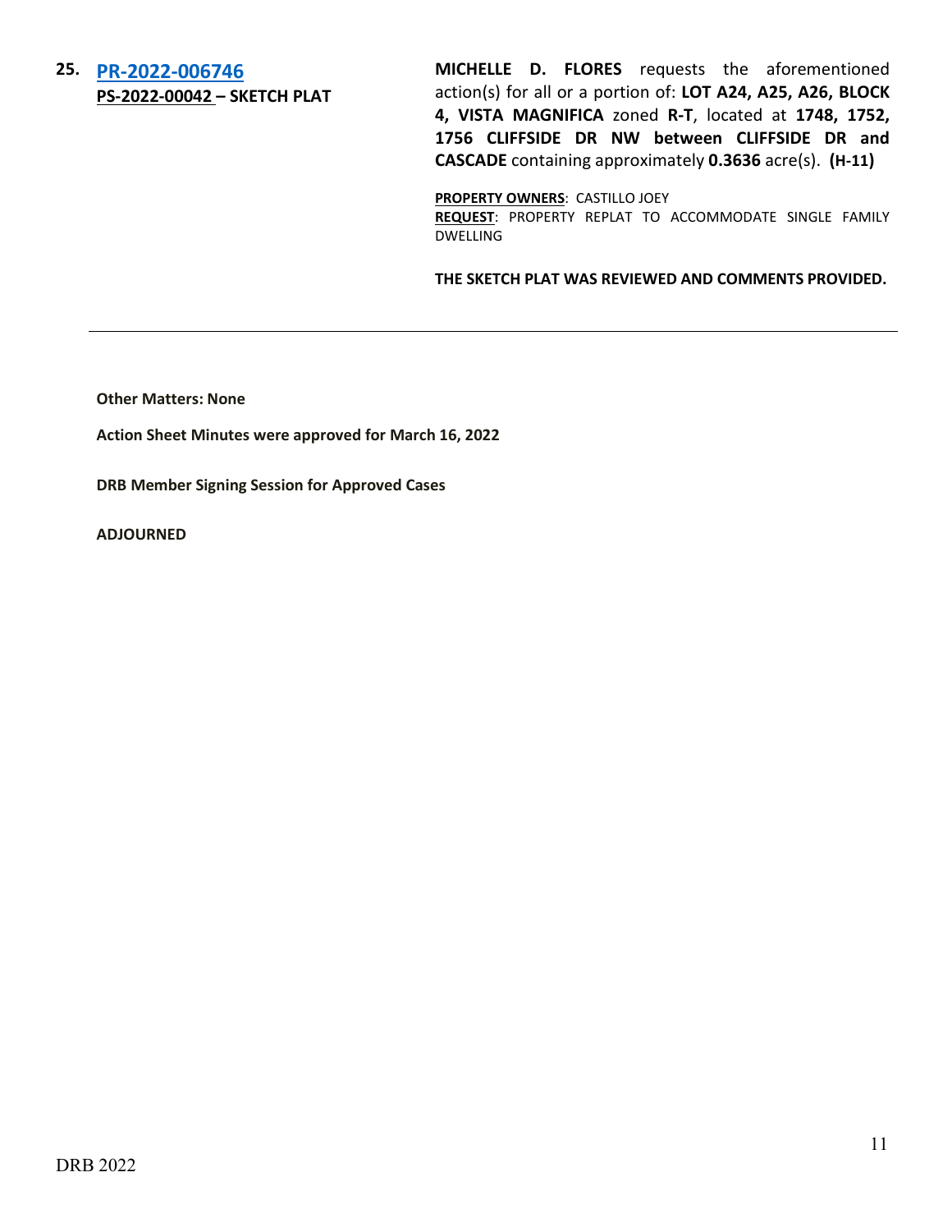**25. [PR-2022-006746](PR-2022-006746)**
**PS-2022-00042 – SKETCH PLAT**

**MICHELLE D. FLORES** requests the aforementioned action(s) for all or a portion of: **LOT A24, A25, A26, BLOCK 4, VISTA MAGNIFICA** zoned **R-T**, located at **1748, 1752, 1756 CLIFFSIDE DR NW between CLIFFSIDE DR and CASCADE** containing approximately **0.3636** acre(s). **(H-11)**

**PROPERTY OWNERS**: CASTILLO JOEY
**REQUEST**: PROPERTY REPLAT TO ACCOMMODATE SINGLE FAMILY DWELLING

**THE SKETCH PLAT WAS REVIEWED AND COMMENTS PROVIDED.**

---

**Other Matters: None**

**Action Sheet Minutes were approved for March 16, 2022**

**DRB Member Signing Session for Approved Cases**

**ADJOURNED**